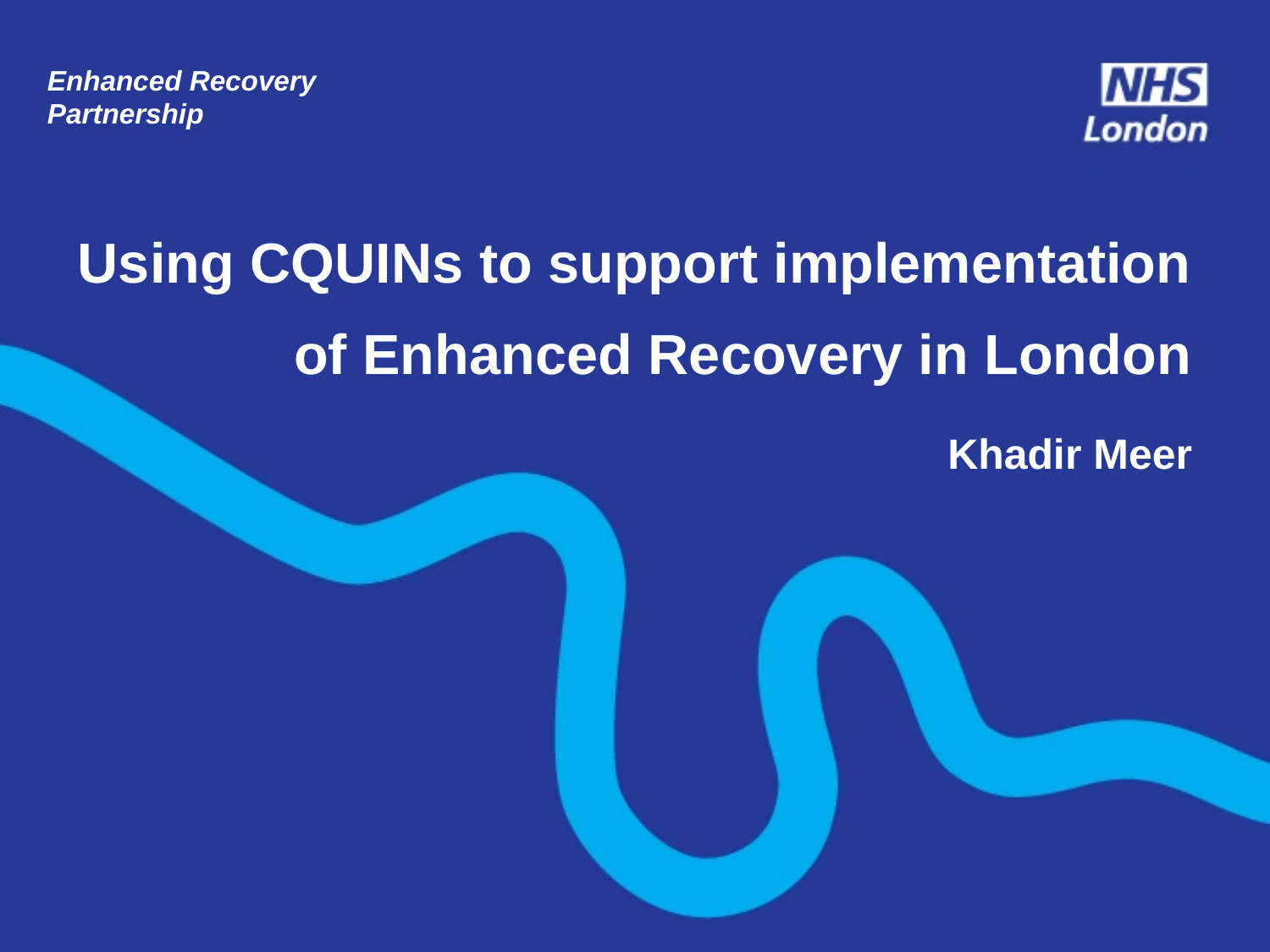*Enhanced Recovery Partnership*

NHS London

# Using CQUINs to support implementation of Enhanced Recovery in London

**Khadir Meer**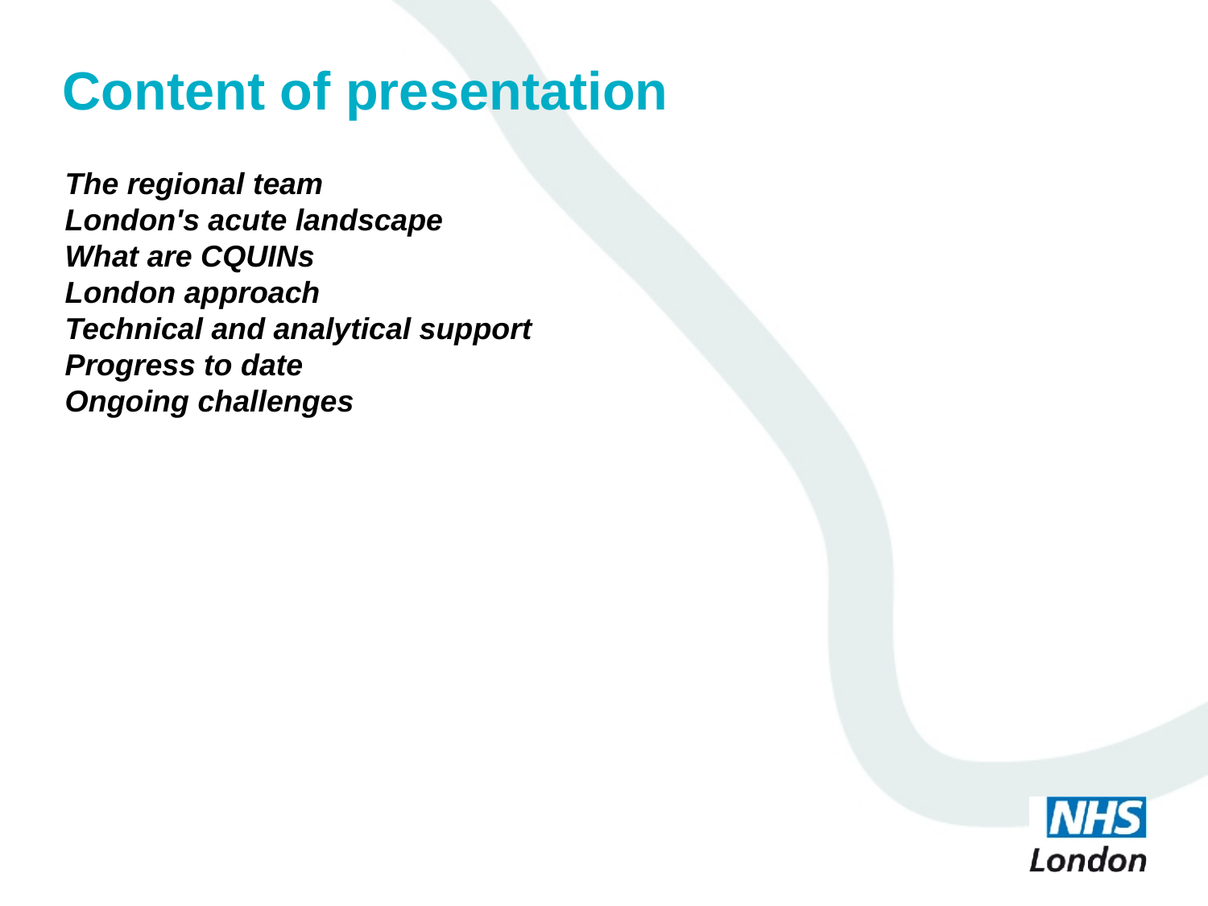# Content of presentation

*The regional team*
*London's acute landscape*
*What are CQUINs*
*London approach*
*Technical and analytical support*
*Progress to date*
*Ongoing challenges*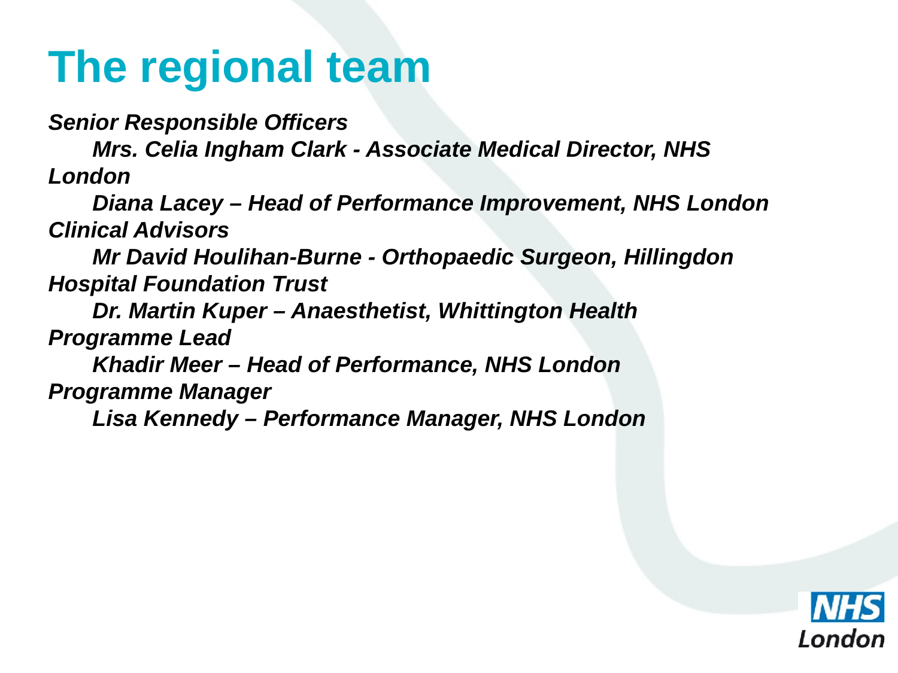# The regional team

***Senior Responsible Officers***

- ***Mrs. Celia Ingham Clark - Associate Medical Director, NHS London***
- ***Diana Lacey – Head of Performance Improvement, NHS London***

***Clinical Advisors***

- ***Mr David Houlihan-Burne - Orthopaedic Surgeon, Hillingdon Hospital Foundation Trust***
- ***Dr. Martin Kuper – Anaesthetist, Whittington Health***

***Programme Lead***

- ***Khadir Meer – Head of Performance, NHS London***

***Programme Manager***

- ***Lisa Kennedy – Performance Manager, NHS London***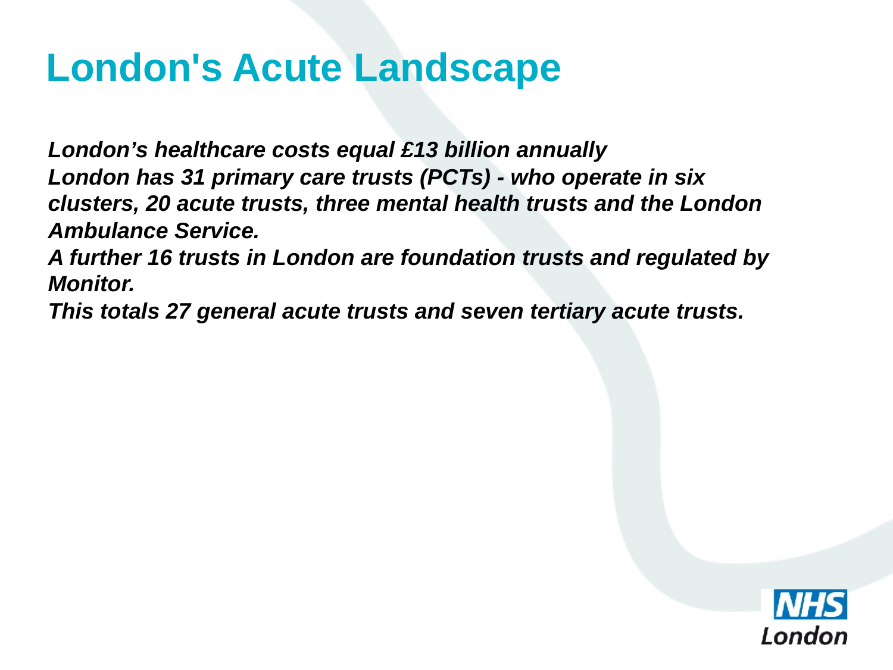# London's Acute Landscape

*London's healthcare costs equal £13 billion annually*
*London has 31 primary care trusts (PCTs) - who operate in six clusters, 20 acute trusts, three mental health trusts and the London Ambulance Service.*
*A further 16 trusts in London are foundation trusts and regulated by Monitor.*
*This totals 27 general acute trusts and seven tertiary acute trusts.*

NHS
London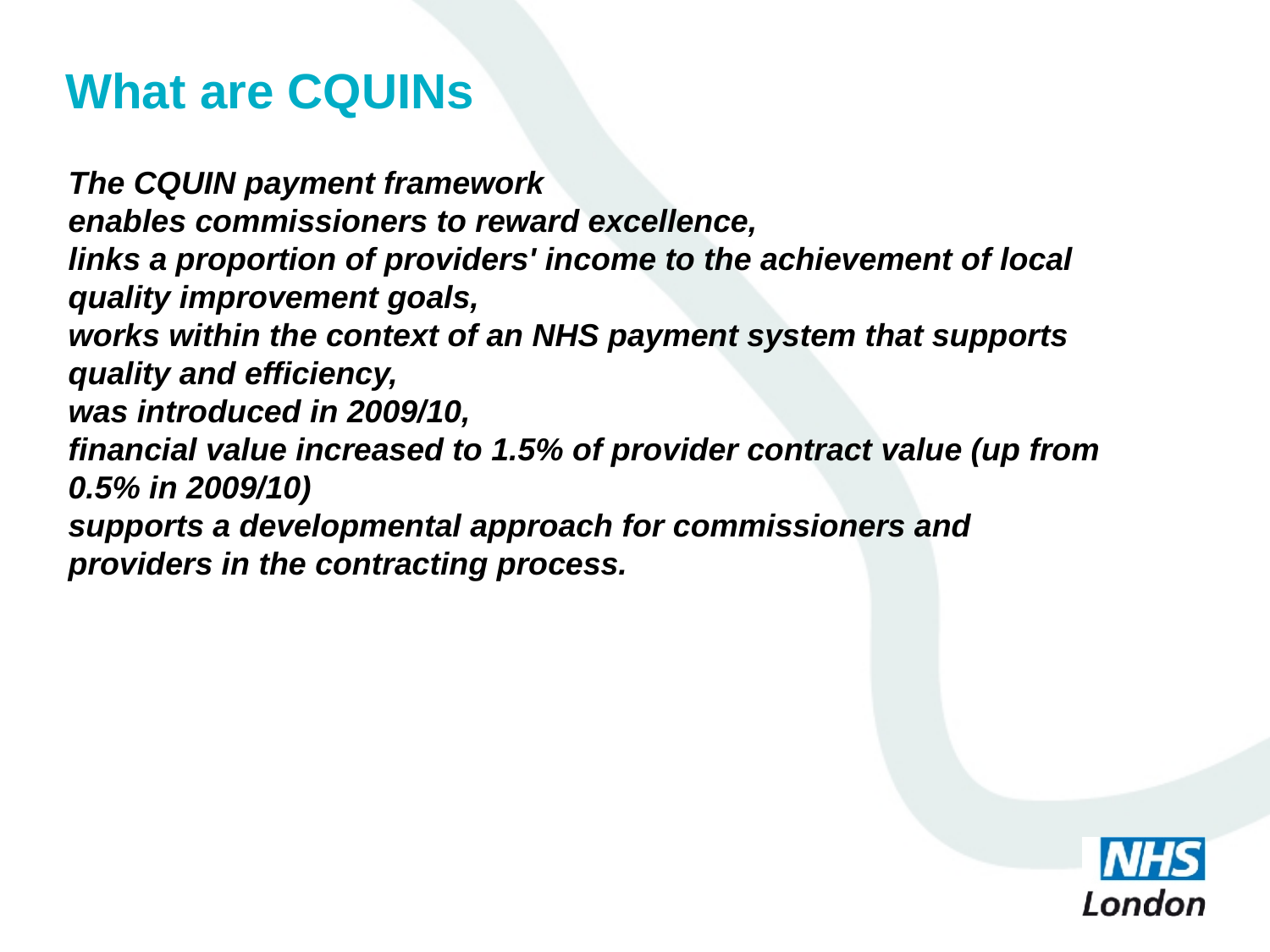# What are CQUINs

***The CQUIN payment framework***
***enables commissioners to reward excellence,***
***links a proportion of providers' income to the achievement of local quality improvement goals,***
***works within the context of an NHS payment system that supports quality and efficiency,***
***was introduced in 2009/10,***
***financial value increased to 1.5% of provider contract value (up from 0.5% in 2009/10)***
***supports a developmental approach for commissioners and providers in the contracting process.***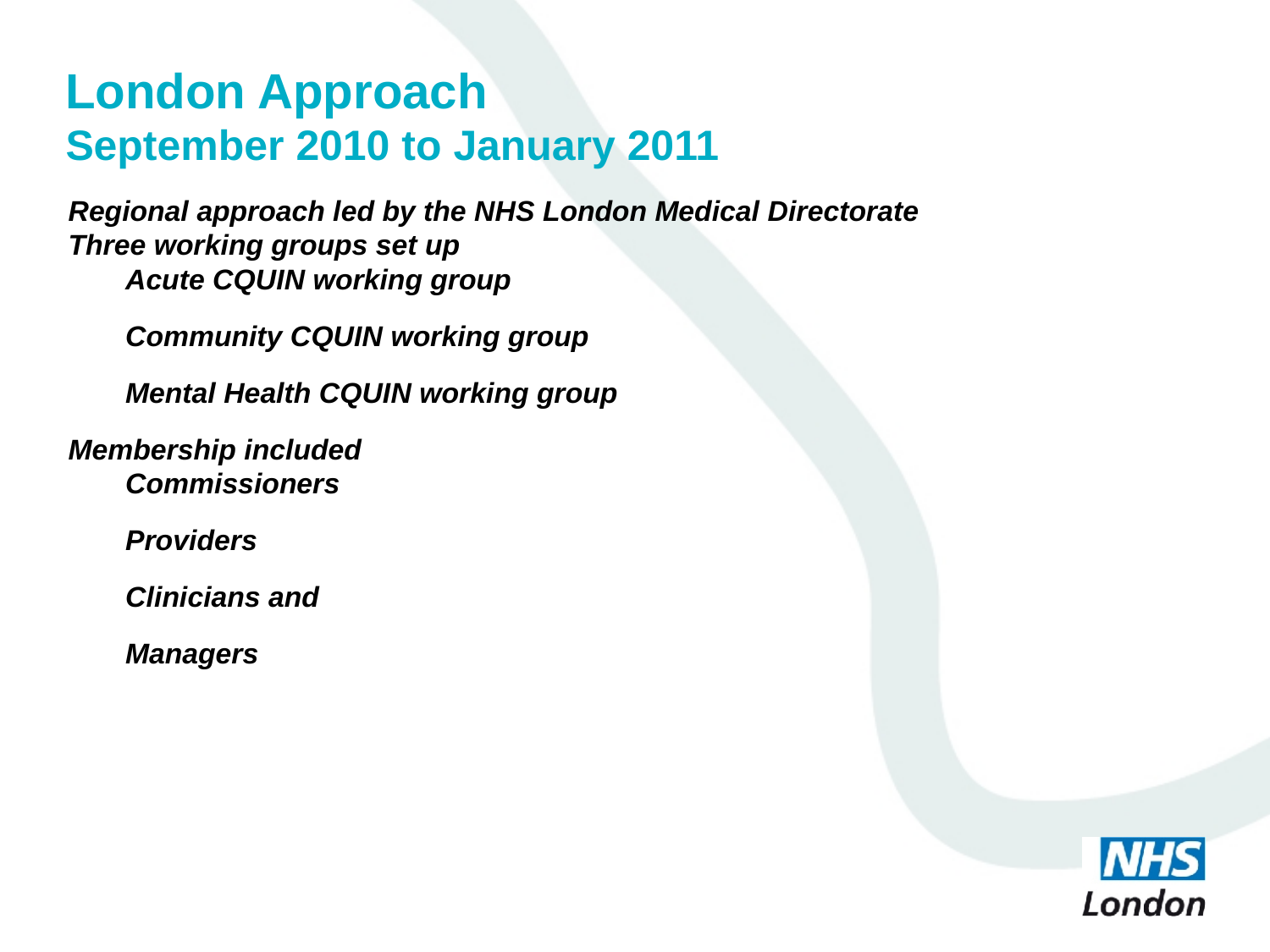# London Approach
## September 2010 to January 2011

***Regional approach led by the NHS London Medical Directorate***
***Three working groups set up***

- ***Acute CQUIN working group***
- ***Community CQUIN working group***
- ***Mental Health CQUIN working group***

***Membership included***

- ***Commissioners***
- ***Providers***
- ***Clinicians and***
- ***Managers***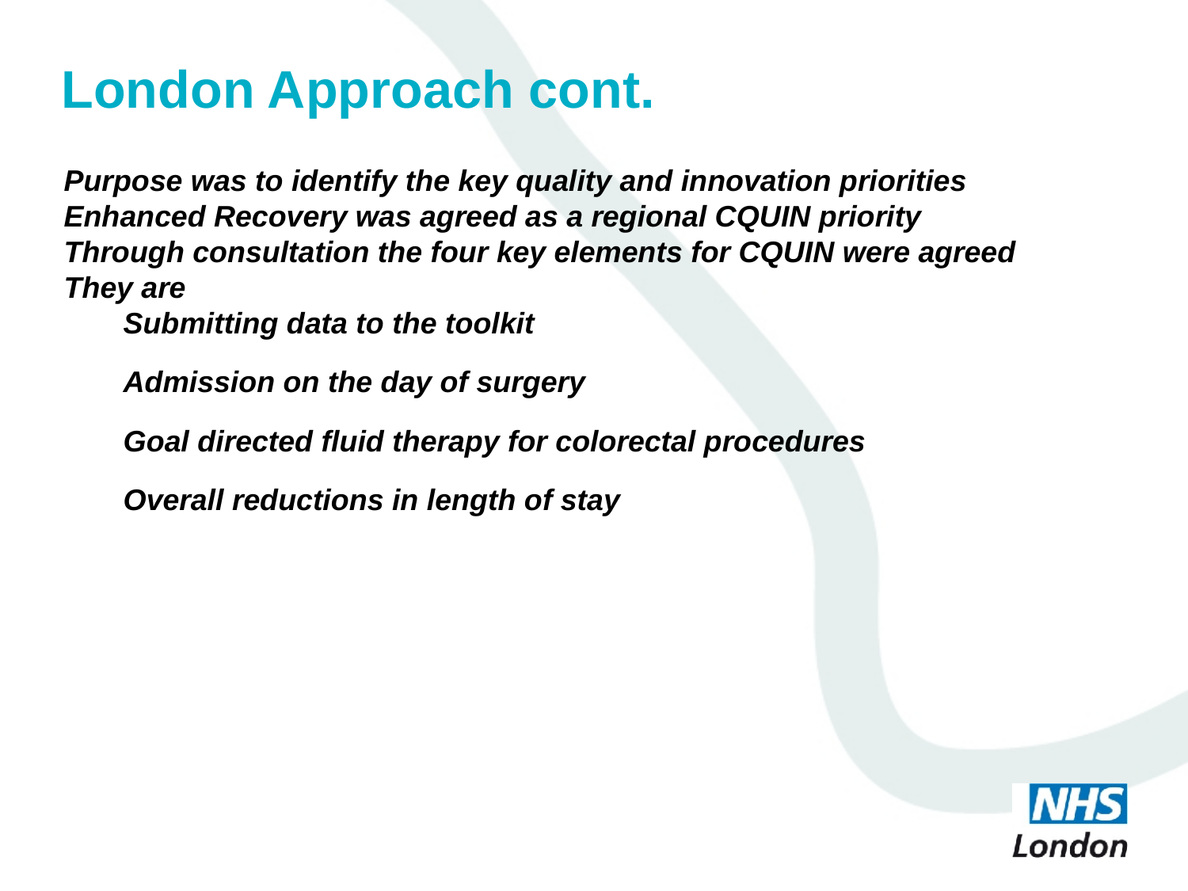# London Approach cont.

*Purpose was to identify the key quality and innovation priorities*
*Enhanced Recovery was agreed as a regional CQUIN priority*
*Through consultation the four key elements for CQUIN were agreed*
*They are*

- *Submitting data to the toolkit*
- *Admission on the day of surgery*
- *Goal directed fluid therapy for colorectal procedures*
- *Overall reductions in length of stay*

NHS London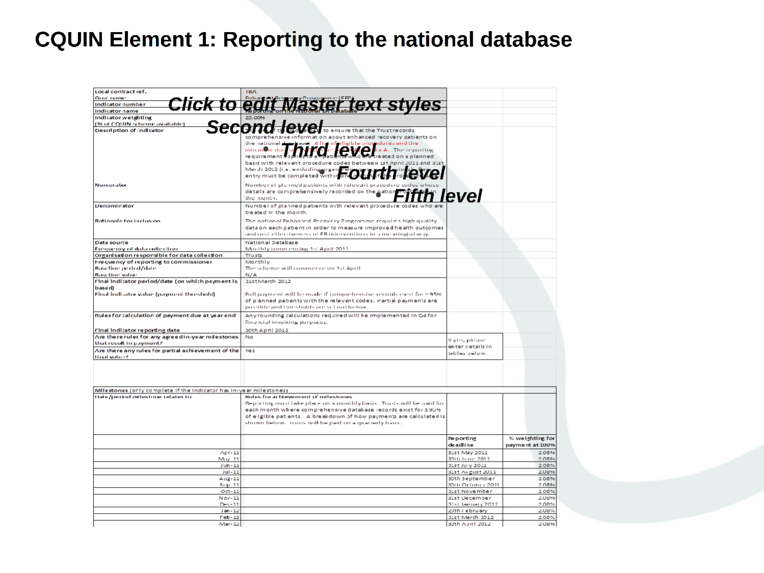# CQUIN Element 1: Reporting to the national database

Click to edit Master text styles

Second level

- Third level
  - Fourth level
    - Fifth level

| | | | |
|---|---|---|---|
| Local contract ref. | TBA | | |
| Goal name | Enhanced Recovery Programme (ERP) | | |
| Indicator number | | | |
| Indicator name | Reporting on the National ER Database | | |
| Indicator weighting (% of CQUIN scheme available) | 25.00% | | |
| Description of indicator | The aim of this indicator is to ensure that the Trust records comprehensive information about enhanced recovery patients on the national database. A list of eligible procedures and the minimum dataset required are in Appendix A. The reporting requirement applies to all patients who are treated on a planned basis with relevant procedure codes between 1st April 2011 and 31st March 2012 (i.e. excluding urgent/emergency admissions). Data entry must be completed within one month of the procedure. | | |
| Numerator | Number of planned patients with relevant procedure codes whose details are comprehensively recorded on the national database in the month. | | |
| Denominator | Number of planned patients with relevant procedure codes who are treated in the month. | | |
| Rationale for inclusion | The national Enhanced Recovery Programme requires high quality data on each patient in order to measure improved health outcomes and cost effectiveness of ER interventions in a meaningful way. | | |
| Data source | National Database | | |
| Frequency of data collection | Monthly commencing 1st April 2011 | | |
| Organisation responsible for data collection | Trusts | | |
| Frequency of reporting to commissioner | Monthly | | |
| Baseline period/date | The scheme will commence on 1st April | | |
| Baseline value | N/A | | |
| Final indicator period/date (on which payment is based) | 31st March 2012 | | |
| Final indicator value (payment threshold) | Full payment will be made if comprehensive records exist for ≥95% of planned patients with the relevant codes. Partial payments are possible and thresholds are set out below. | | |
| Rules for calculation of payment due at year end | Any rounding calculations required will be implemented in Q4 for financial invoicing purposes. | | |
| Final indicator reporting date | 30th April 2012 | | |
| Are there rules for any agreed in-year milestones that result in payment? | No | If yes, please enter details in tables below. | |
| Are there any rules for partial achievement of the final value? | Yes | | |

| Milestones (only complete if the indicator has in-year milestones) | | | |
|---|---|---|---|
| Date/period milestone relates to | Rules for achievement of milestones | | |
| | Reporting must take place on a monthly basis. Trusts will be paid for each month where comprehensive database records exist for ≥95% of eligible patients. A breakdown of how payments are calculated is shown below. Trusts will be paid on a quarterly basis. | | |
| | | Reporting deadline | % weighting for payment at 100% |
| Apr-11 | | 31st May 2011 | 2.08% |
| May-11 | | 30th June 2011 | 2.08% |
| Jun-11 | | 31st July 2011 | 2.08% |
| Jul-11 | | 31st August 2011 | 2.08% |
| Aug-11 | | 30th September | 2.08% |
| Sep-11 | | 30th October 2011 | 2.08% |
| Oct-11 | | 31st November | 2.08% |
| Nov-11 | | 31st December | 2.08% |
| Dec-11 | | 31st January 2012 | 2.08% |
| Jan-12 | | 29th February | 2.08% |
| Feb-12 | | 31st March 2012 | 2.08% |
| Mar-12 | | 30th April 2012 | 2.08% |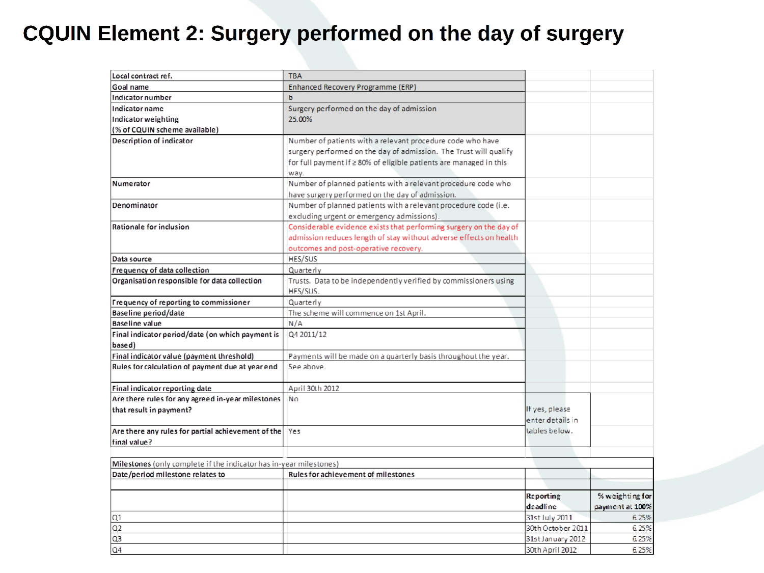# CQUIN Element 2: Surgery performed on the day of surgery

| Local contract ref. | TBA | | |
|---|---|---|---|
| Goal name | Enhanced Recovery Programme (ERP) | | |
| Indicator number | b | | |
| Indicator name<br>Indicator weighting<br>(% of CQUIN scheme available) | Surgery performed on the day of admission<br>25.00% | | |
| Description of indicator | Number of patients with a relevant procedure code who have surgery performed on the day of admission. The Trust will qualify for full payment if ≥ 80% of eligible patients are managed in this way. | | |
| Numerator | Number of planned patients with a relevant procedure code who have surgery performed on the day of admission. | | |
| Denominator | Number of planned patients with a relevant procedure code (i.e. excluding urgent or emergency admissions). | | |
| Rationale for inclusion | Considerable evidence exists that performing surgery on the day of admission reduces length of stay without adverse effects on health outcomes and post-operative recovery. | | |
| Data source | HES/SUS | | |
| Frequency of data collection | Quarterly | | |
| Organisation responsible for data collection | Trusts. Data to be independently verified by commissioners using HES/SUS. | | |
| Frequency of reporting to commissioner | Quarterly | | |
| Baseline period/date | The scheme will commence on 1st April. | | |
| Baseline value | N/A | | |
| Final indicator period/date (on which payment is based) | Q4 2011/12 | | |
| Final indicator value (payment threshold) | Payments will be made on a quarterly basis throughout the year. | | |
| Rules for calculation of payment due at year end | See above. | | |
| Final indicator reporting date | April 30th 2012 | | |
| Are there rules for any agreed in-year milestones that result in payment? | No | If yes, please enter details in tables below. | |
| Are there any rules for partial achievement of the final value? | Yes | | |
| | | | |
| Milestones (only complete if the indicator has in-year milestones) | | | |
| Date/period milestone relates to | Rules for achievement of milestones | | |
| | | | |
| | | Reporting deadline | % weighting for payment at 100% |
| Q1 | | 31st July 2011 | 6.25% |
| Q2 | | 30th October 2011 | 6.25% |
| Q3 | | 31st January 2012 | 6.25% |
| Q4 | | 30th April 2012 | 6.25% |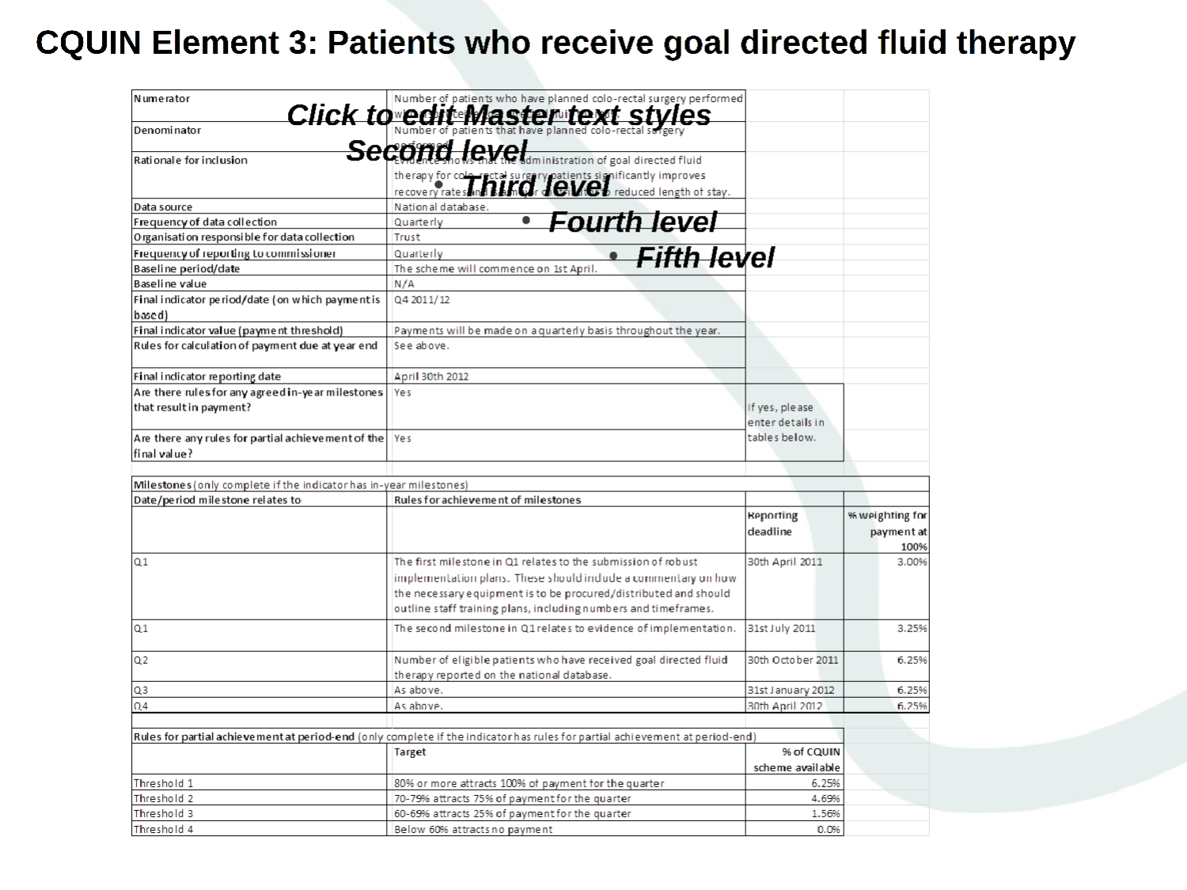# CQUIN Element 3: Patients who receive goal directed fluid therapy

| | | | |
|---|---|---|---|
| Numerator | Number of patients who have planned colo-rectal surgery performed with goal directed fluid therapy | | |
| Denominator | Number of patients that have planned colo-rectal surgery performed | | |
| Rationale for inclusion | Evidence shows that the administration of goal directed fluid therapy for colo-rectal surgery patients significantly improves recovery rates and is a major contributor to reduced length of stay. | | |
| Data source | National database. | | |
| Frequency of data collection | Quarterly | | |
| Organisation responsible for data collection | Trust | | |
| Frequency of reporting to commissioner | Quarterly | | |
| Baseline period/date | The scheme will commence on 1st April. | | |
| Baseline value | N/A | | |
| Final indicator period/date (on which payment is based) | Q4 2011/12 | | |
| Final indicator value (payment threshold) | Payments will be made on a quarterly basis throughout the year. | | |
| Rules for calculation of payment due at year end | See above. | | |
| Final indicator reporting date | April 30th 2012 | | |
| Are there rules for any agreed in-year milestones that result in payment? | Yes | If yes, please enter details in tables below. | |
| Are there any rules for partial achievement of the final value? | Yes | | |

| Milestones (only complete if the indicator has in-year milestones) | | | |
|---|---|---|---|
| Date/period milestone relates to | Rules for achievement of milestones | Reporting deadline | % weighting for payment at 100% |
| Q1 | The first milestone in Q1 relates to the submission of robust implementation plans. These should include a commentary on how the necessary equipment is to be procured/distributed and should outline staff training plans, including numbers and timeframes. | 30th April 2011 | 3.00% |
| Q1 | The second milestone in Q1 relates to evidence of implementation. | 31st July 2011 | 3.25% |
| Q2 | Number of eligible patients who have received goal directed fluid therapy reported on the national database. | 30th October 2011 | 6.25% |
| Q3 | As above. | 31st January 2012 | 6.25% |
| Q4 | As above. | 30th April 2012 | 6.25% |

| Rules for partial achievement at period-end (only complete if the indicator has rules for partial achievement at period-end) | | |
|---|---|---|
| | Target | % of CQUIN scheme available |
| Threshold 1 | 80% or more attracts 100% of payment for the quarter | 6.25% |
| Threshold 2 | 70-79% attracts 75% of payment for the quarter | 4.69% |
| Threshold 3 | 60-69% attracts 25% of payment for the quarter | 1.56% |
| Threshold 4 | Below 60% attracts no payment | 0.0% |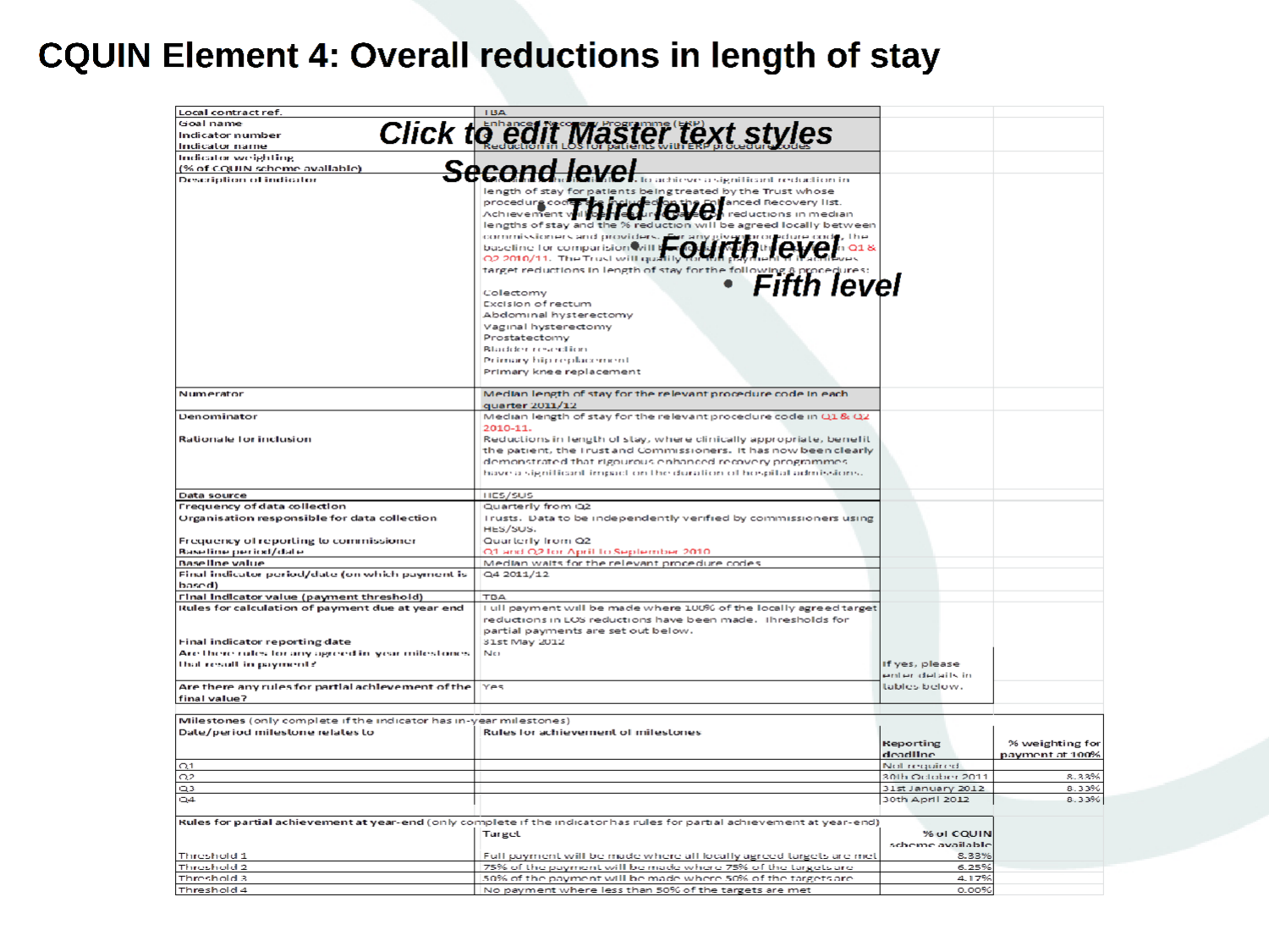# CQUIN Element 4: Overall reductions in length of stay

| | | | |
|---|---|---|---|
| Local contract ref. | TBA | | |
| Goal name | Enhanced Recovery Programme (ERP) | | |
| Indicator number | | | |
| Indicator name | Reduction in LOS for patients with ERP procedure codes | | |
| Indicator weighting (% of CQUIN scheme available) | | | |
| Description of indicator | ... to achieve a significant reduction in length of stay for patients being treated by the Trust whose procedure code ... Enhanced Recovery list. Achievement will ... reductions in median lengths of stay and the % reduction will be agreed locally between commissioners and providers. For any given procedure code, the baseline for comparison will be ... Q1 & Q2 2010/11. The Trust will qualify ... target reductions in length of stay for the following 8 procedures:<br><br>Colectomy<br>Excision of rectum<br>Abdominal hysterectomy<br>Vaginal hysterectomy<br>Prostatectomy<br>Bladder resection<br>Primary hip replacement<br>Primary knee replacement | | |
| Numerator | Median length of stay for the relevant procedure code in each quarter 2011/12 | | |
| Denominator | Median length of stay for the relevant procedure code in Q1 & Q2 2010-11. | | |
| Rationale for inclusion | Reductions in length of stay, where clinically appropriate, benefit the patient, the Trust and Commissioners. It has now been clearly demonstrated that rigourous enhanced recovery programmes have a significant impact on the duration of hospital admissions. | | |
| Data source | HES/SUS | | |
| Frequency of data collection | Quarterly from Q2 | | |
| Organisation responsible for data collection | Trusts. Data to be independently verified by commissioners using HES/SUS. | | |
| Frequency of reporting to commissioner | Quarterly from Q2 | | |
| Baseline period/date | Q1 and Q2 for April to September 2010 | | |
| Baseline value | Median waits for the relevant procedure codes | | |
| Final indicator period/date (on which payment is based) | Q4 2011/12 | | |
| Final indicator value (payment threshold) | TBA | | |
| Rules for calculation of payment due at year end | Full payment will be made where 100% of the locally agreed target reductions in LOS reductions have been made. Thresholds for partial payments are set out below. | | |
| Final indicator reporting date | 31st May 2012 | | |
| Are there rules for any agreed in-year milestones that result in payment? | No | If yes, please enter details in tables below. | |
| Are there any rules for partial achievement of the final value? | Yes | | |

| Milestones (only complete if the indicator has in-year milestones) | | | |
|---|---|---|---|
| Date/period milestone relates to | Rules for achievement of milestones | Reporting deadline | % weighting for payment at 100% |
| Q1 | | Not required | |
| Q2 | | 30th October 2011 | 8.33% |
| Q3 | | 31st January 2012 | 8.33% |
| Q4 | | 30th April 2012 | 8.33% |

| Rules for partial achievement at year-end (only complete if the indicator has rules for partial achievement at year-end) | | |
|---|---|---|
| | Target | % of CQUIN scheme available |
| Threshold 1 | Full payment will be made where all locally agreed targets are met | 8.33% |
| Threshold 2 | 75% of the payment will be made where 75% of the targets are | 6.25% |
| Threshold 3 | 50% of the payment will be made where 50% of the targets are | 4.17% |
| Threshold 4 | No payment where less than 50% of the targets are met | 0.00% |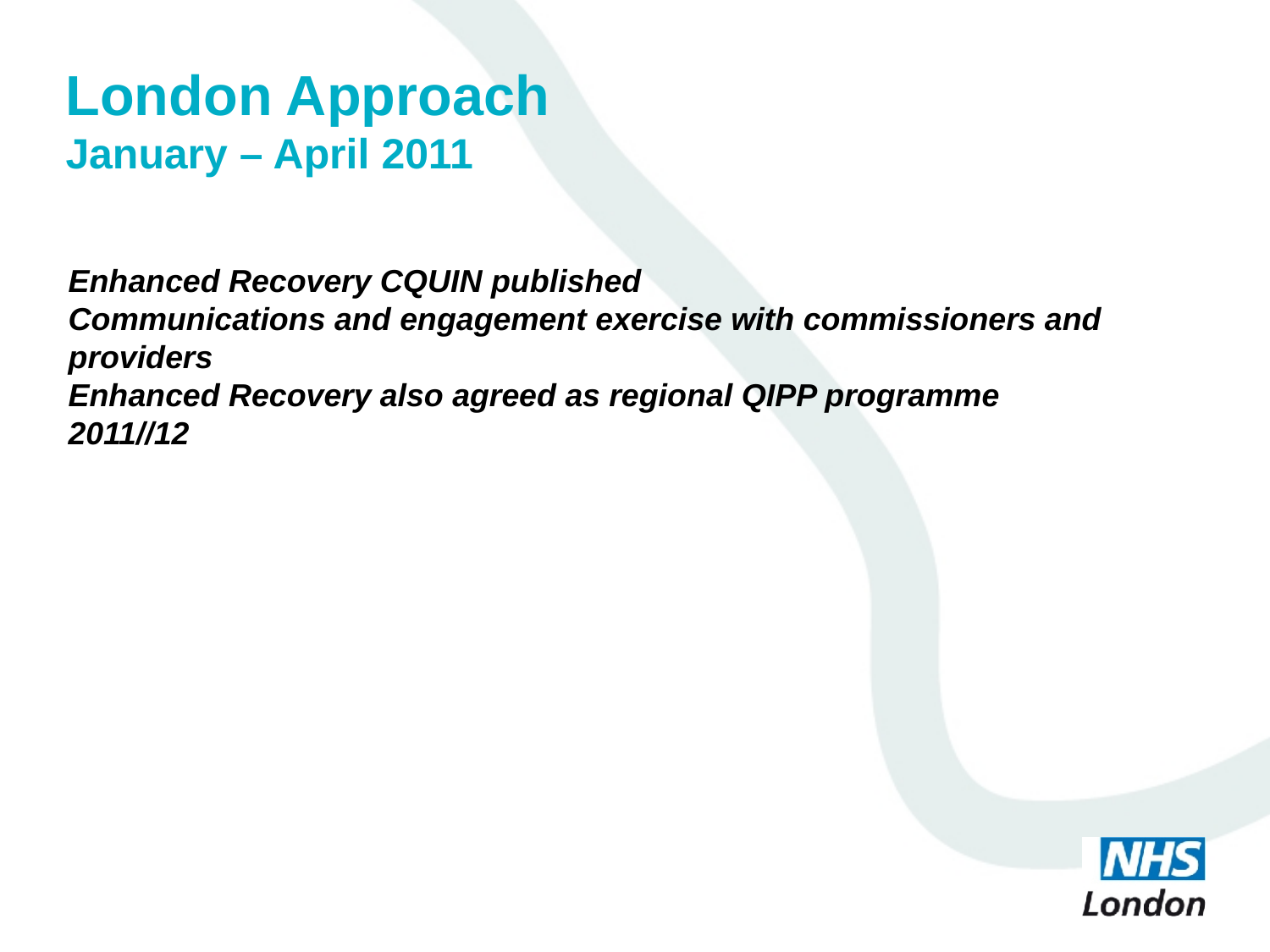# London Approach

## January – April 2011

***Enhanced Recovery CQUIN published***
***Communications and engagement exercise with commissioners and providers***
***Enhanced Recovery also agreed as regional QIPP programme 2011//12***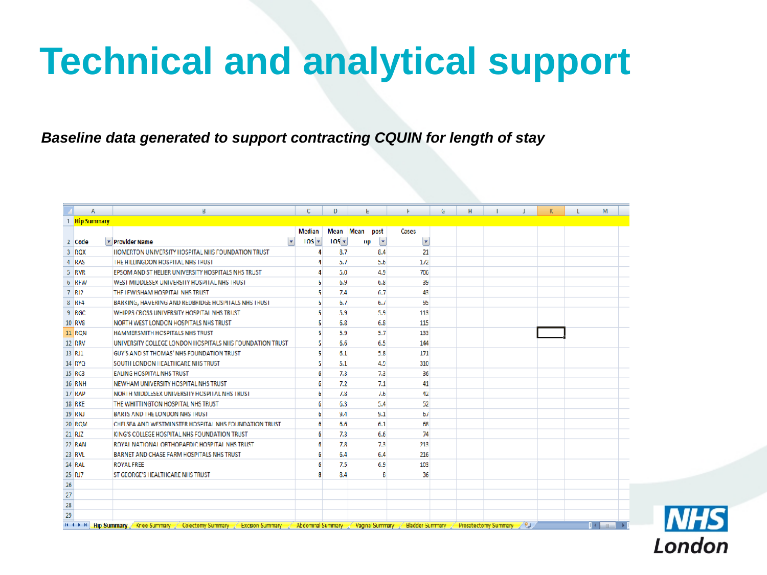# Technical and analytical support

***Baseline data generated to support contracting CQUIN for length of stay***

**Hip Summary**

| Code | Provider Name | Median LOS | Mean LOS | Mean post op | Cases |
|---|---|---|---|---|---|
| RQX | HOMERTON UNIVERSITY HOSPITAL NHS FOUNDATION TRUST | 4 | 8.7 | 8.4 | 21 |
| RAS | THE HILLINGDON HOSPITAL NHS TRUST | 4 | 5.7 | 5.6 | 172 |
| RVR | EPSOM AND ST HELIER UNIVERSITY HOSPITALS NHS TRUST | 4 | 5.0 | 4.5 | 700 |
| RFW | WEST MIDDLESEX UNIVERSITY HOSPITAL NHS TRUST | 5 | 6.9 | 6.8 | 35 |
| RJ2 | THE LEWISHAM HOSPITAL NHS TRUST | 5 | 7.4 | 6.7 | 43 |
| RF4 | BARKING, HAVERING AND REDBRIDGE HOSPITALS NHS TRUST | 5 | 6.7 | 6.7 | 95 |
| RGC | WHIPPS CROSS UNIVERSITY HOSPITAL NHS TRUST | 5 | 5.9 | 5.9 | 113 |
| RV8 | NORTH WEST LONDON HOSPITALS NHS TRUST | 5 | 6.8 | 6.8 | 115 |
| RQN | HAMMERSMITH HOSPITALS NHS TRUST | 5 | 5.9 | 5.7 | 133 |
| RRV | UNIVERSITY COLLEGE LONDON HOSPITALS NHS FOUNDATION TRUST | 5 | 6.6 | 6.5 | 144 |
| RJ1 | GUY'S AND ST THOMAS' NHS FOUNDATION TRUST | 5 | 6.1 | 5.8 | 171 |
| RYQ | SOUTH LONDON HEALTHCARE NHS TRUST | 5 | 5.1 | 4.9 | 310 |
| RC3 | EALING HOSPITAL NHS TRUST | 6 | 7.3 | 7.3 | 36 |
| RNH | NEWHAM UNIVERSITY HOSPITAL NHS TRUST | 6 | 7.2 | 7.1 | 41 |
| RAP | NORTH MIDDLESEX UNIVERSITY HOSPITAL NHS TRUST | 6 | 7.8 | 7.6 | 42 |
| RKE | THE WHITTINGTON HOSPITAL NHS TRUST | 6 | 6.3 | 5.4 | 52 |
| RNJ | BARTS AND THE LONDON NHS TRUST | 6 | 9.4 | 9.1 | 67 |
| RQM | CHELSEA AND WESTMINSTER HOSPITAL NHS FOUNDATION TRUST | 6 | 6.6 | 6.1 | 68 |
| RJZ | KING'S COLLEGE HOSPITAL NHS FOUNDATION TRUST | 6 | 7.3 | 6.6 | 74 |
| RAN | ROYAL NATIONAL ORTHOPAEDIC HOSPITAL NHS TRUST | 6 | 7.8 | 7.3 | 213 |
| RVL | BARNET AND CHASE FARM HOSPITALS NHS TRUST | 6 | 6.4 | 6.4 | 216 |
| RAL | ROYAL FREE | 6 | 7.5 | 6.9 | 103 |
| RJ7 | ST GEORGE'S HEALTHCARE NHS TRUST | 8 | 8.4 | 8 | 36 |

Hip Summary / Knee Summary / Colectomy Summary / Excision Summary / Abdominal Summary / Vaginal Summary / Bladder Summary / Prostatectomy Summary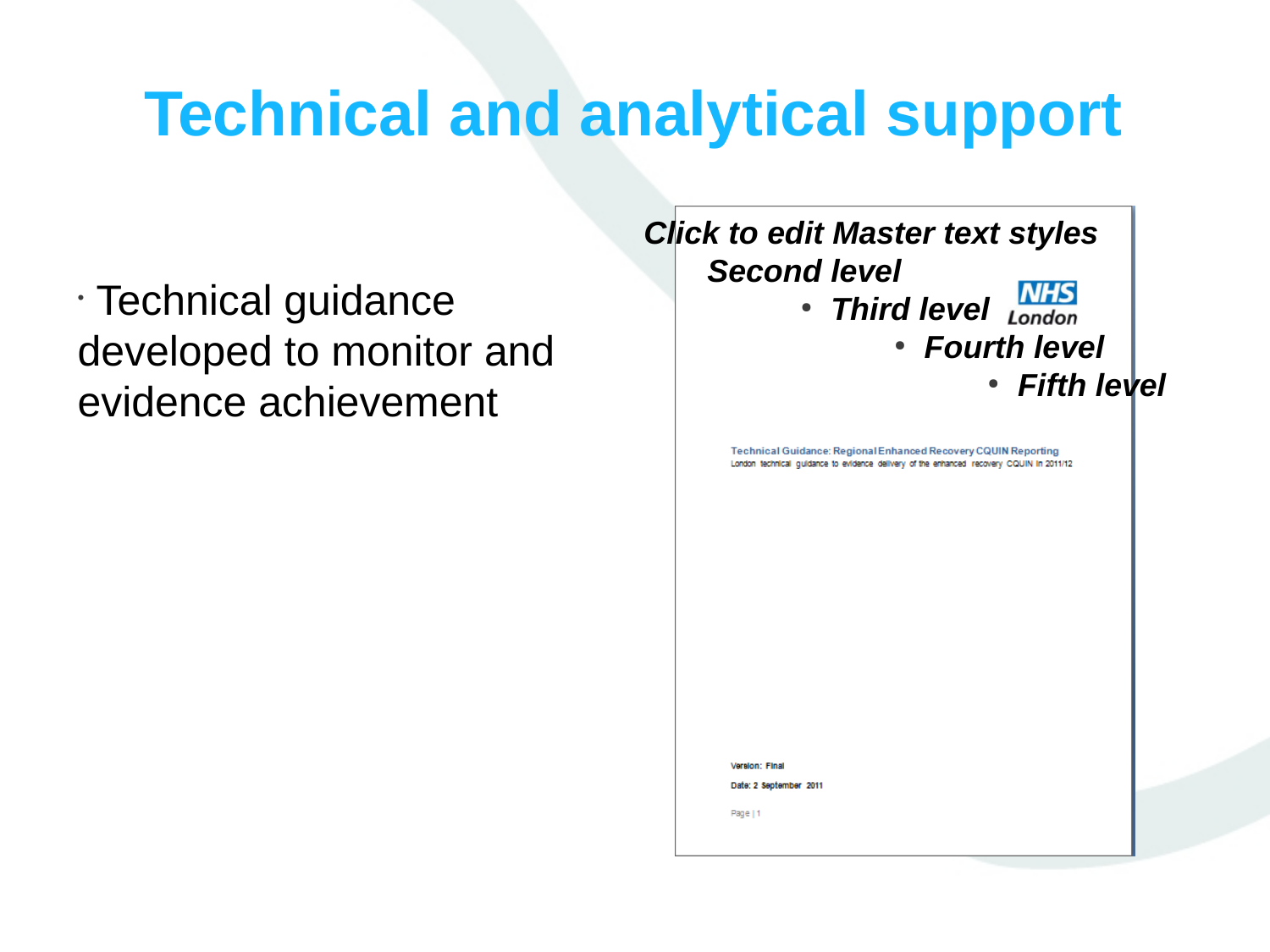# Technical and analytical support

- Technical guidance developed to monitor and evidence achievement

*Click to edit Master text styles*

*Second level*

- *Third level*
  - *Fourth level*
    - *Fifth level*

NHS London

Technical Guidance: Regional Enhanced Recovery CQUIN Reporting

London technical guidance to evidence delivery of the enhanced recovery CQUIN in 2011/12

Version: Final

Date: 2 September 2011

Page | 1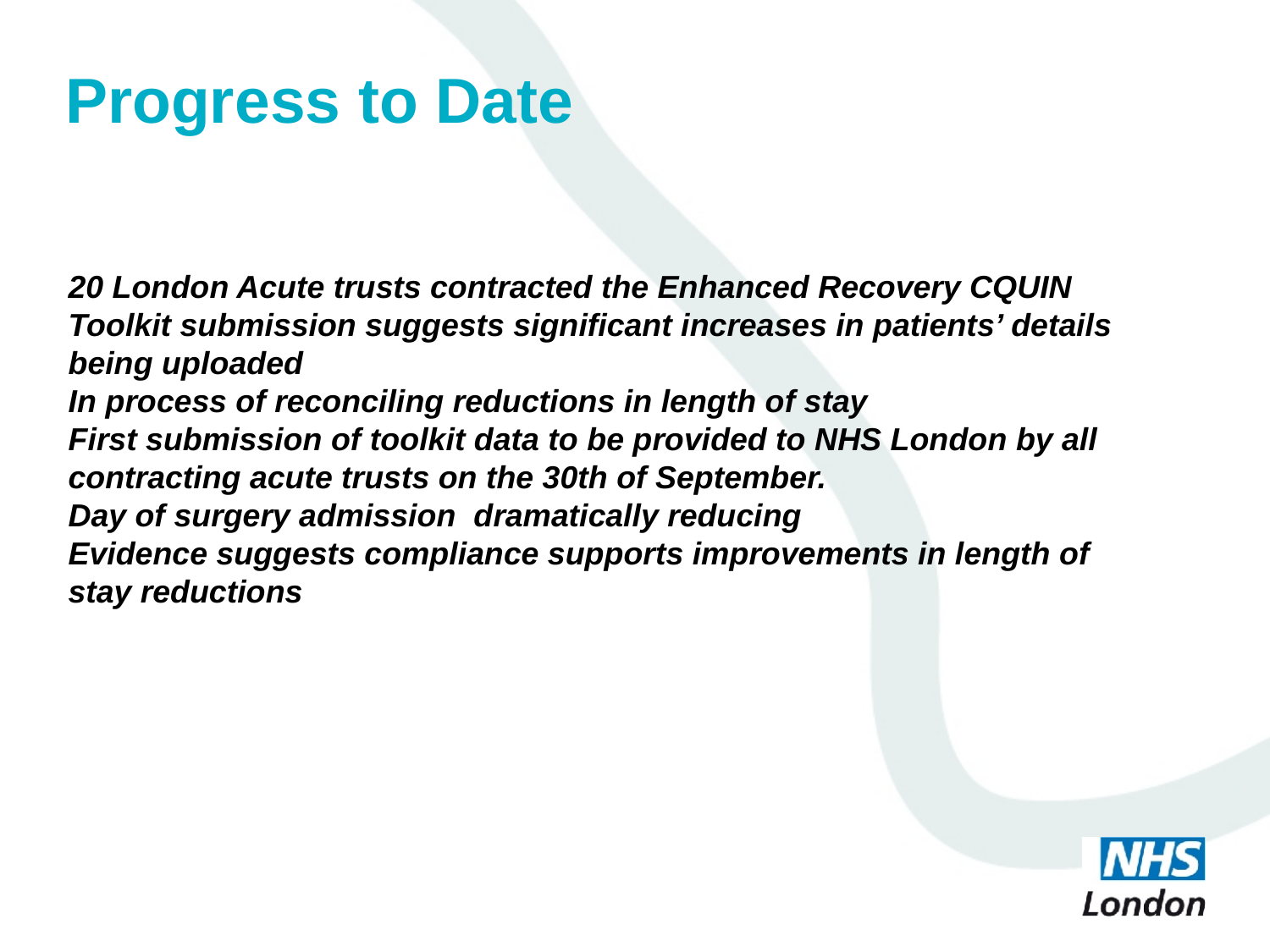# Progress to Date

*20 London Acute trusts contracted the Enhanced Recovery CQUIN*
*Toolkit submission suggests significant increases in patients' details being uploaded*
*In process of reconciling reductions in length of stay*
*First submission of toolkit data to be provided to NHS London by all contracting acute trusts on the 30th of September.*
*Day of surgery admission dramatically reducing*
*Evidence suggests compliance supports improvements in length of stay reductions*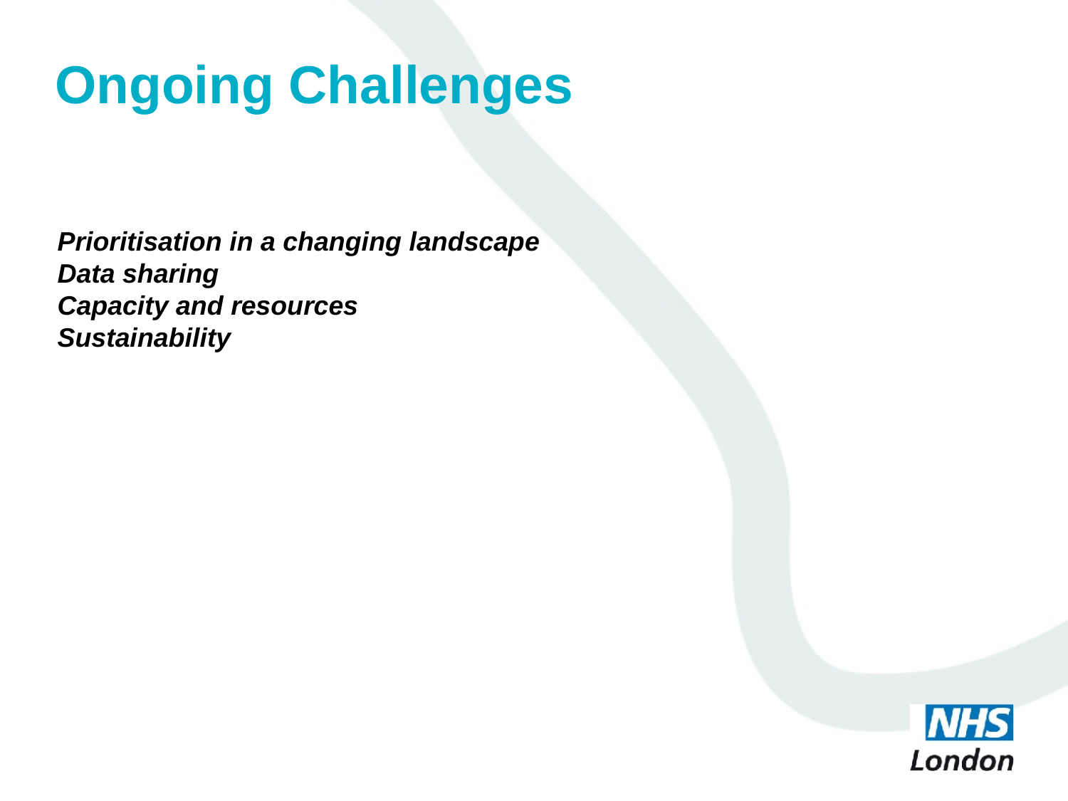# Ongoing Challenges

***Prioritisation in a changing landscape***
***Data sharing***
***Capacity and resources***
***Sustainability***

NHS
London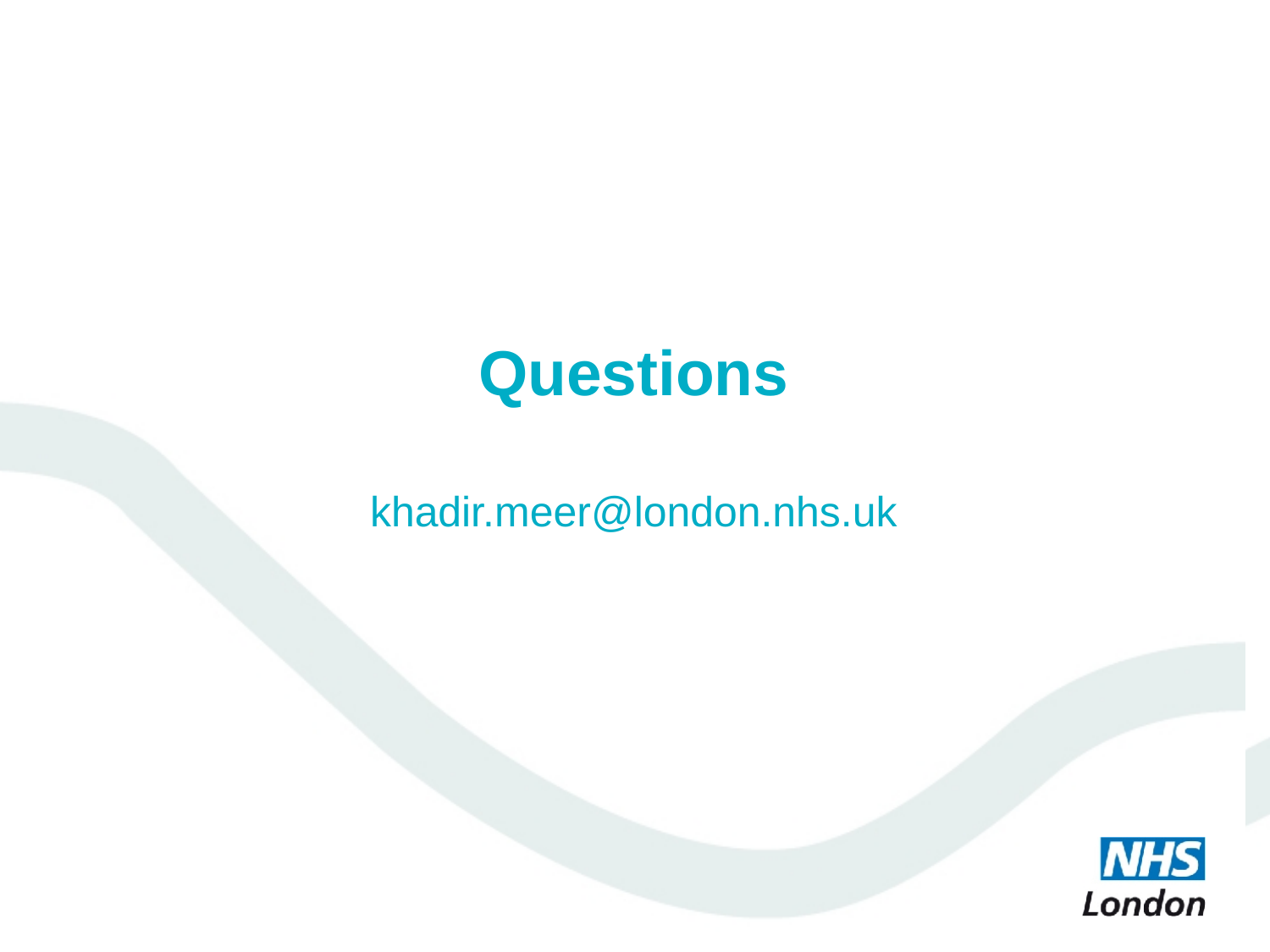# Questions

khadir.meer@london.nhs.uk